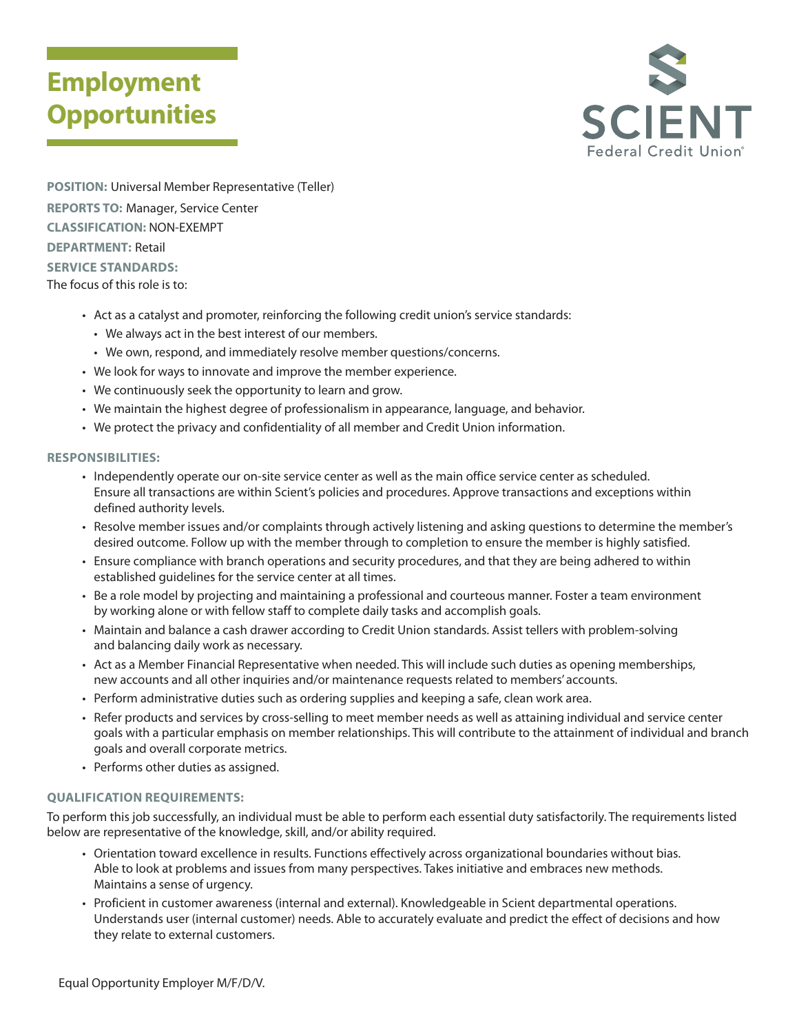# Employment Opportunities

SCIENT
Federal Credit Union®

**POSITION:** Universal Member Representative (Teller)

**REPORTS TO:** Manager, Service Center

**CLASSIFICATION:** NON-EXEMPT

**DEPARTMENT:** Retail

**SERVICE STANDARDS:**

The focus of this role is to:

- Act as a catalyst and promoter, reinforcing the following credit union's service standards:
  - We always act in the best interest of our members.
  - We own, respond, and immediately resolve member questions/concerns.
- We look for ways to innovate and improve the member experience.
- We continuously seek the opportunity to learn and grow.
- We maintain the highest degree of professionalism in appearance, language, and behavior.
- We protect the privacy and confidentiality of all member and Credit Union information.

**RESPONSIBILITIES:**

- Independently operate our on-site service center as well as the main office service center as scheduled. Ensure all transactions are within Scient's policies and procedures. Approve transactions and exceptions within defined authority levels.
- Resolve member issues and/or complaints through actively listening and asking questions to determine the member's desired outcome. Follow up with the member through to completion to ensure the member is highly satisfied.
- Ensure compliance with branch operations and security procedures, and that they are being adhered to within established guidelines for the service center at all times.
- Be a role model by projecting and maintaining a professional and courteous manner. Foster a team environment by working alone or with fellow staff to complete daily tasks and accomplish goals.
- Maintain and balance a cash drawer according to Credit Union standards. Assist tellers with problem-solving and balancing daily work as necessary.
- Act as a Member Financial Representative when needed. This will include such duties as opening memberships, new accounts and all other inquiries and/or maintenance requests related to members' accounts.
- Perform administrative duties such as ordering supplies and keeping a safe, clean work area.
- Refer products and services by cross-selling to meet member needs as well as attaining individual and service center goals with a particular emphasis on member relationships. This will contribute to the attainment of individual and branch goals and overall corporate metrics.
- Performs other duties as assigned.

**QUALIFICATION REQUIREMENTS:**

To perform this job successfully, an individual must be able to perform each essential duty satisfactorily. The requirements listed below are representative of the knowledge, skill, and/or ability required.

- Orientation toward excellence in results. Functions effectively across organizational boundaries without bias. Able to look at problems and issues from many perspectives. Takes initiative and embraces new methods. Maintains a sense of urgency.
- Proficient in customer awareness (internal and external). Knowledgeable in Scient departmental operations. Understands user (internal customer) needs. Able to accurately evaluate and predict the effect of decisions and how they relate to external customers.

Equal Opportunity Employer M/F/D/V.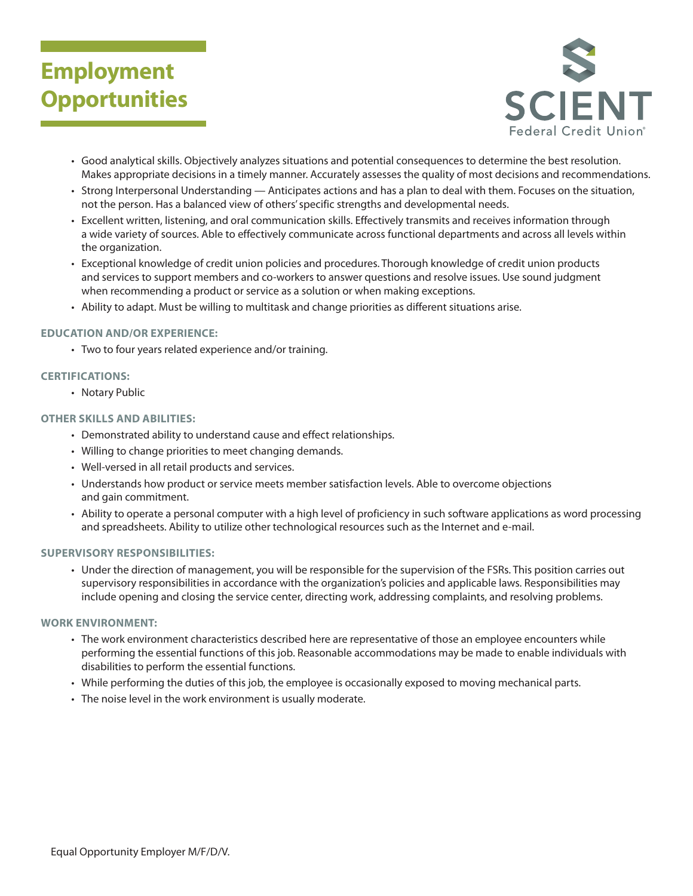- Good analytical skills. Objectively analyzes situations and potential consequences to determine the best resolution. Makes appropriate decisions in a timely manner. Accurately assesses the quality of most decisions and recommendations.
- Strong Interpersonal Understanding — Anticipates actions and has a plan to deal with them. Focuses on the situation, not the person. Has a balanced view of others' specific strengths and developmental needs.
- Excellent written, listening, and oral communication skills. Effectively transmits and receives information through a wide variety of sources. Able to effectively communicate across functional departments and across all levels within the organization.
- Exceptional knowledge of credit union policies and procedures. Thorough knowledge of credit union products and services to support members and co-workers to answer questions and resolve issues. Use sound judgment when recommending a product or service as a solution or when making exceptions.
- Ability to adapt. Must be willing to multitask and change priorities as different situations arise.

### EDUCATION AND/OR EXPERIENCE:

- Two to four years related experience and/or training.

### CERTIFICATIONS:

- Notary Public

### OTHER SKILLS AND ABILITIES:

- Demonstrated ability to understand cause and effect relationships.
- Willing to change priorities to meet changing demands.
- Well-versed in all retail products and services.
- Understands how product or service meets member satisfaction levels. Able to overcome objections and gain commitment.
- Ability to operate a personal computer with a high level of proficiency in such software applications as word processing and spreadsheets. Ability to utilize other technological resources such as the Internet and e-mail.

### SUPERVISORY RESPONSIBILITIES:

- Under the direction of management, you will be responsible for the supervision of the FSRs. This position carries out supervisory responsibilities in accordance with the organization's policies and applicable laws. Responsibilities may include opening and closing the service center, directing work, addressing complaints, and resolving problems.

### WORK ENVIRONMENT:

- The work environment characteristics described here are representative of those an employee encounters while performing the essential functions of this job. Reasonable accommodations may be made to enable individuals with disabilities to perform the essential functions.
- While performing the duties of this job, the employee is occasionally exposed to moving mechanical parts.
- The noise level in the work environment is usually moderate.

Equal Opportunity Employer M/F/D/V.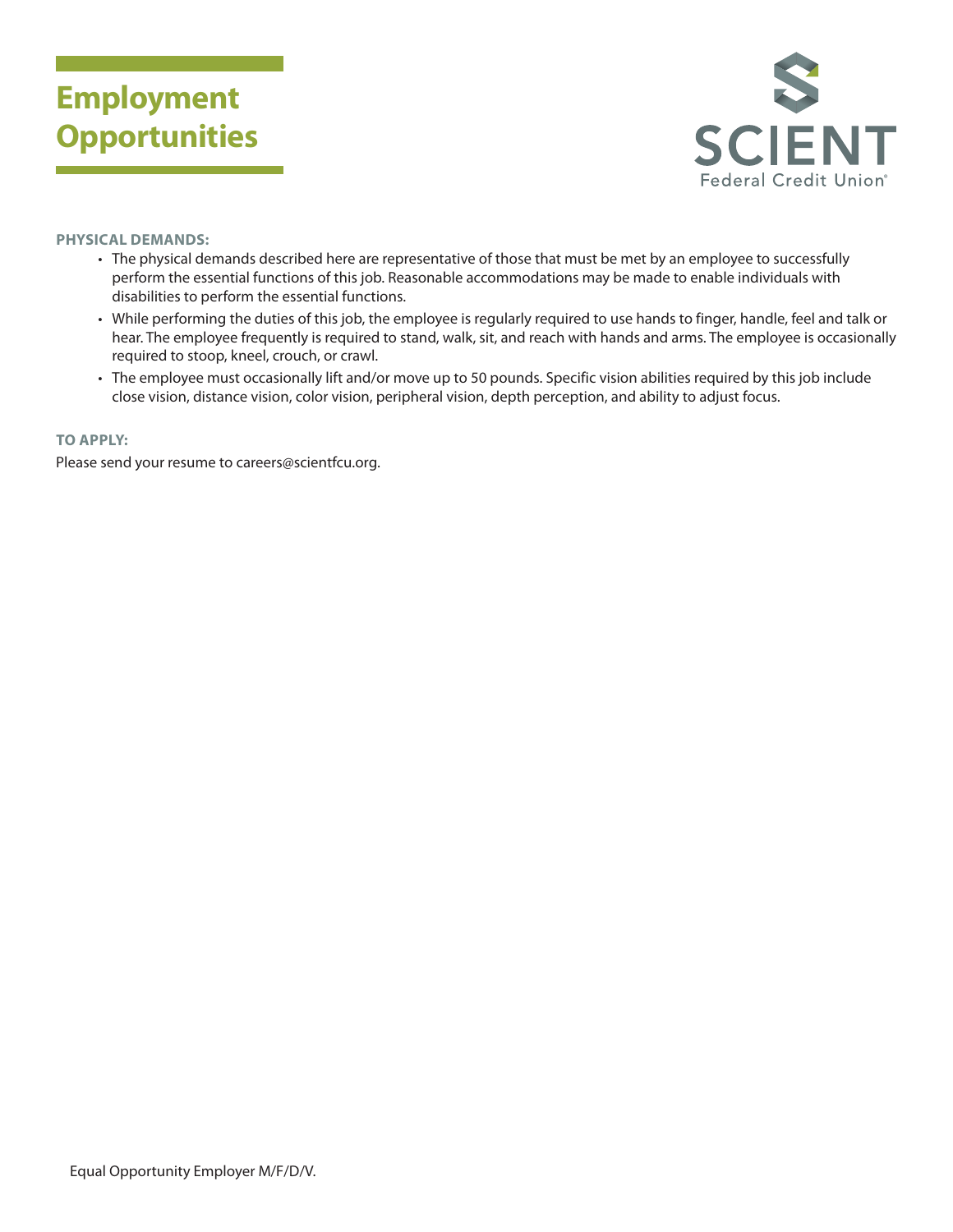# Employment Opportunities

SCIENT
Federal Credit Union®

**PHYSICAL DEMANDS:**

- The physical demands described here are representative of those that must be met by an employee to successfully perform the essential functions of this job. Reasonable accommodations may be made to enable individuals with disabilities to perform the essential functions.
- While performing the duties of this job, the employee is regularly required to use hands to finger, handle, feel and talk or hear. The employee frequently is required to stand, walk, sit, and reach with hands and arms. The employee is occasionally required to stoop, kneel, crouch, or crawl.
- The employee must occasionally lift and/or move up to 50 pounds. Specific vision abilities required by this job include close vision, distance vision, color vision, peripheral vision, depth perception, and ability to adjust focus.

**TO APPLY:**

Please send your resume to careers@scientfcu.org.

Equal Opportunity Employer M/F/D/V.